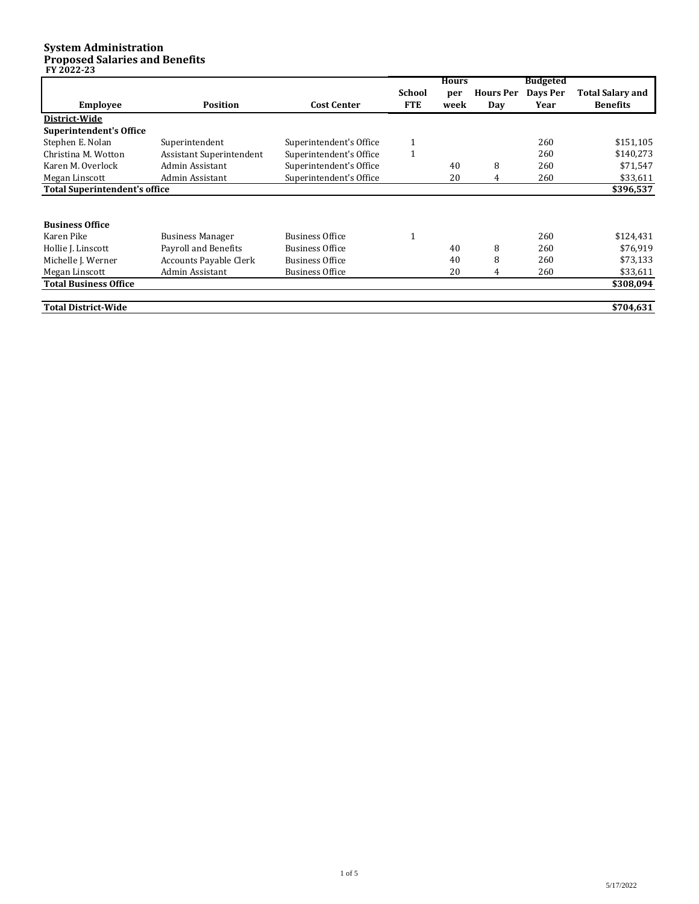# System Administration
## Proposed Salaries and Benefits
**FY 2022-23**

| Employee | Position | Cost Center | School FTE | Hours per week | Hours Per Day | Budgeted Days Per Year | Total Salary and Benefits |
|---|---|---|---|---|---|---|---|
| **District-Wide** | | | | | | | |
| **Superintendent's Office** | | | | | | | |
| Stephen E. Nolan | Superintendent | Superintendent's Office | 1 | | | 260 | $151,105 |
| Christina M. Wotton | Assistant Superintendent | Superintendent's Office | 1 | | | 260 | $140,273 |
| Karen M. Overlock | Admin Assistant | Superintendent's Office | | 40 | 8 | 260 | $71,547 |
| Megan Linscott | Admin Assistant | Superintendent's Office | | 20 | 4 | 260 | $33,611 |
| **Total Superintendent's office** | | | | | | | **$396,537** |
| | | | | | | | |
| **Business Office** | | | | | | | |
| Karen Pike | Business Manager | Business Office | 1 | | | 260 | $124,431 |
| Hollie J. Linscott | Payroll and Benefits | Business Office | | 40 | 8 | 260 | $76,919 |
| Michelle J. Werner | Accounts Payable Clerk | Business Office | | 40 | 8 | 260 | $73,133 |
| Megan Linscott | Admin Assistant | Business Office | | 20 | 4 | 260 | $33,611 |
| **Total Business Office** | | | | | | | **$308,094** |
| | | | | | | | |
| **Total District-Wide** | | | | | | | **$704,631** |

5/17/2022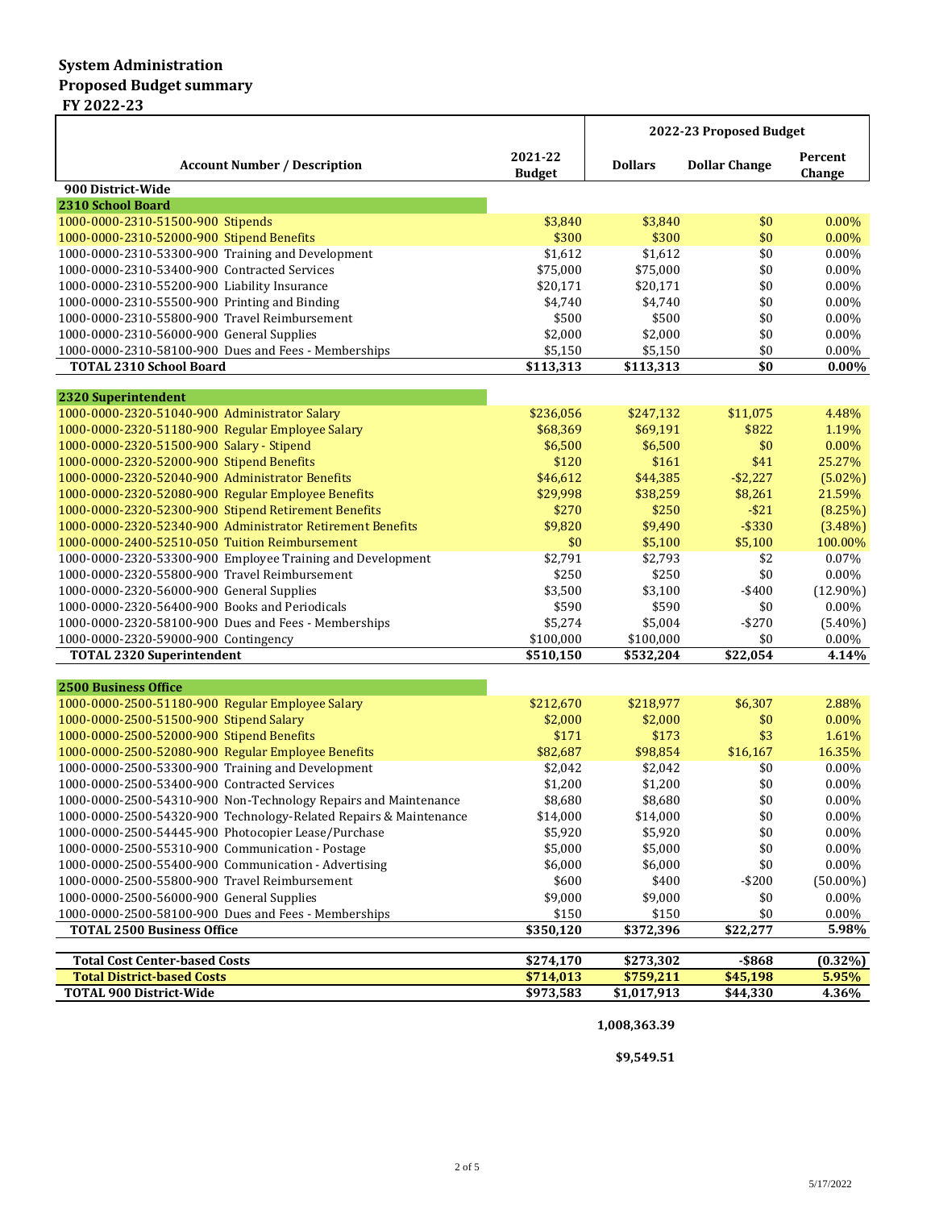# System Administration
## Proposed Budget summary
### FY 2022-23

| Account Number / Description | 2021-22 Budget | 2022-23 Proposed Budget | | |
|---|---|---|---|---|
| | | Dollars | Dollar Change | Percent Change |
| **900 District-Wide** | | | | |
| **2310 School Board** | | | | |
| 1000-0000-2310-51500-900 Stipends | $3,840 | $3,840 | $0 | 0.00% |
| 1000-0000-2310-52000-900 Stipend Benefits | $300 | $300 | $0 | 0.00% |
| 1000-0000-2310-53300-900 Training and Development | $1,612 | $1,612 | $0 | 0.00% |
| 1000-0000-2310-53400-900 Contracted Services | $75,000 | $75,000 | $0 | 0.00% |
| 1000-0000-2310-55200-900 Liability Insurance | $20,171 | $20,171 | $0 | 0.00% |
| 1000-0000-2310-55500-900 Printing and Binding | $4,740 | $4,740 | $0 | 0.00% |
| 1000-0000-2310-55800-900 Travel Reimbursement | $500 | $500 | $0 | 0.00% |
| 1000-0000-2310-56000-900 General Supplies | $2,000 | $2,000 | $0 | 0.00% |
| 1000-0000-2310-58100-900 Dues and Fees - Memberships | $5,150 | $5,150 | $0 | 0.00% |
| **TOTAL 2310 School Board** | **$113,313** | **$113,313** | **$0** | **0.00%** |
| **2320 Superintendent** | | | | |
| 1000-0000-2320-51040-900 Administrator Salary | $236,056 | $247,132 | $11,075 | 4.48% |
| 1000-0000-2320-51180-900 Regular Employee Salary | $68,369 | $69,191 | $822 | 1.19% |
| 1000-0000-2320-51500-900 Salary - Stipend | $6,500 | $6,500 | $0 | 0.00% |
| 1000-0000-2320-52000-900 Stipend Benefits | $120 | $161 | $41 | 25.27% |
| 1000-0000-2320-52040-900 Administrator Benefits | $46,612 | $44,385 | -$2,227 | (5.02%) |
| 1000-0000-2320-52080-900 Regular Employee Benefits | $29,998 | $38,259 | $8,261 | 21.59% |
| 1000-0000-2320-52300-900 Stipend Retirement Benefits | $270 | $250 | -$21 | (8.25%) |
| 1000-0000-2320-52340-900 Administrator Retirement Benefits | $9,820 | $9,490 | -$330 | (3.48%) |
| 1000-0000-2400-52510-050 Tuition Reimbursement | $0 | $5,100 | $5,100 | 100.00% |
| 1000-0000-2320-53300-900 Employee Training and Development | $2,791 | $2,793 | $2 | 0.07% |
| 1000-0000-2320-55800-900 Travel Reimbursement | $250 | $250 | $0 | 0.00% |
| 1000-0000-2320-56000-900 General Supplies | $3,500 | $3,100 | -$400 | (12.90%) |
| 1000-0000-2320-56400-900 Books and Periodicals | $590 | $590 | $0 | 0.00% |
| 1000-0000-2320-58100-900 Dues and Fees - Memberships | $5,274 | $5,004 | -$270 | (5.40%) |
| 1000-0000-2320-59000-900 Contingency | $100,000 | $100,000 | $0 | 0.00% |
| **TOTAL 2320 Superintendent** | **$510,150** | **$532,204** | **$22,054** | **4.14%** |
| **2500 Business Office** | | | | |
| 1000-0000-2500-51180-900 Regular Employee Salary | $212,670 | $218,977 | $6,307 | 2.88% |
| 1000-0000-2500-51500-900 Stipend Salary | $2,000 | $2,000 | $0 | 0.00% |
| 1000-0000-2500-52000-900 Stipend Benefits | $171 | $173 | $3 | 1.61% |
| 1000-0000-2500-52080-900 Regular Employee Benefits | $82,687 | $98,854 | $16,167 | 16.35% |
| 1000-0000-2500-53300-900 Training and Development | $2,042 | $2,042 | $0 | 0.00% |
| 1000-0000-2500-53400-900 Contracted Services | $1,200 | $1,200 | $0 | 0.00% |
| 1000-0000-2500-54310-900 Non-Technology Repairs and Maintenance | $8,680 | $8,680 | $0 | 0.00% |
| 1000-0000-2500-54320-900 Technology-Related Repairs & Maintenance | $14,000 | $14,000 | $0 | 0.00% |
| 1000-0000-2500-54445-900 Photocopier Lease/Purchase | $5,920 | $5,920 | $0 | 0.00% |
| 1000-0000-2500-55310-900 Communication - Postage | $5,000 | $5,000 | $0 | 0.00% |
| 1000-0000-2500-55400-900 Communication - Advertising | $6,000 | $6,000 | $0 | 0.00% |
| 1000-0000-2500-55800-900 Travel Reimbursement | $600 | $400 | -$200 | (50.00%) |
| 1000-0000-2500-56000-900 General Supplies | $9,000 | $9,000 | $0 | 0.00% |
| 1000-0000-2500-58100-900 Dues and Fees - Memberships | $150 | $150 | $0 | 0.00% |
| **TOTAL 2500 Business Office** | **$350,120** | **$372,396** | **$22,277** | **5.98%** |
| **Total Cost Center-based Costs** | **$274,170** | **$273,302** | **-$868** | **(0.32%)** |
| **Total District-based Costs** | **$714,013** | **$759,211** | **$45,198** | **5.95%** |
| **TOTAL 900 District-Wide** | **$973,583** | **$1,017,913** | **$44,330** | **4.36%** |

**1,008,363.39**

**$9,549.51**

5/17/2022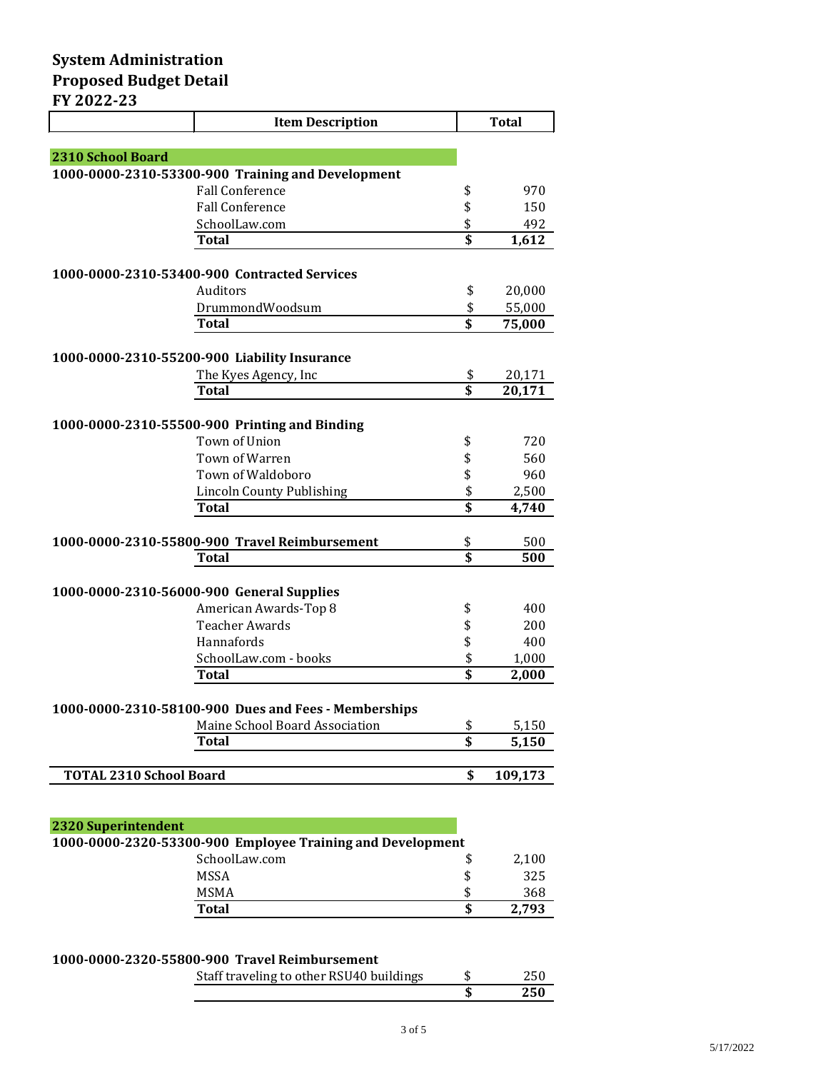# System Administration
# Proposed Budget Detail
# FY 2022-23

| | Item Description | | Total |
|---|---|---|---|
| **2310 School Board** | | | |
| **1000-0000-2310-53300-900 Training and Development** | | | |
| | Fall Conference | $ | 970 |
| | Fall Conference | $ | 150 |
| | SchoolLaw.com | $ | 492 |
| | **Total** | **$** | **1,612** |
| **1000-0000-2310-53400-900 Contracted Services** | | | |
| | Auditors | $ | 20,000 |
| | DrummondWoodsum | $ | 55,000 |
| | **Total** | **$** | **75,000** |
| **1000-0000-2310-55200-900 Liability Insurance** | | | |
| | The Kyes Agency, Inc | $ | 20,171 |
| | **Total** | **$** | **20,171** |
| **1000-0000-2310-55500-900 Printing and Binding** | | | |
| | Town of Union | $ | 720 |
| | Town of Warren | $ | 560 |
| | Town of Waldoboro | $ | 960 |
| | Lincoln County Publishing | $ | 2,500 |
| | **Total** | **$** | **4,740** |
| **1000-0000-2310-55800-900 Travel Reimbursement** | | $ | 500 |
| | **Total** | **$** | **500** |
| **1000-0000-2310-56000-900 General Supplies** | | | |
| | American Awards-Top 8 | $ | 400 |
| | Teacher Awards | $ | 200 |
| | Hannafords | $ | 400 |
| | SchoolLaw.com - books | $ | 1,000 |
| | **Total** | **$** | **2,000** |
| **1000-0000-2310-58100-900 Dues and Fees - Memberships** | | | |
| | Maine School Board Association | $ | 5,150 |
| | **Total** | **$** | **5,150** |
| **TOTAL 2310 School Board** | | **$** | **109,173** |
| **2320 Superintendent** | | | |
| **1000-0000-2320-53300-900 Employee Training and Development** | | | |
| | SchoolLaw.com | $ | 2,100 |
| | MSSA | $ | 325 |
| | MSMA | $ | 368 |
| | **Total** | **$** | **2,793** |
| **1000-0000-2320-55800-900 Travel Reimbursement** | | | |
| | Staff traveling to other RSU40 buildings | $ | 250 |
| | | **$** | **250** |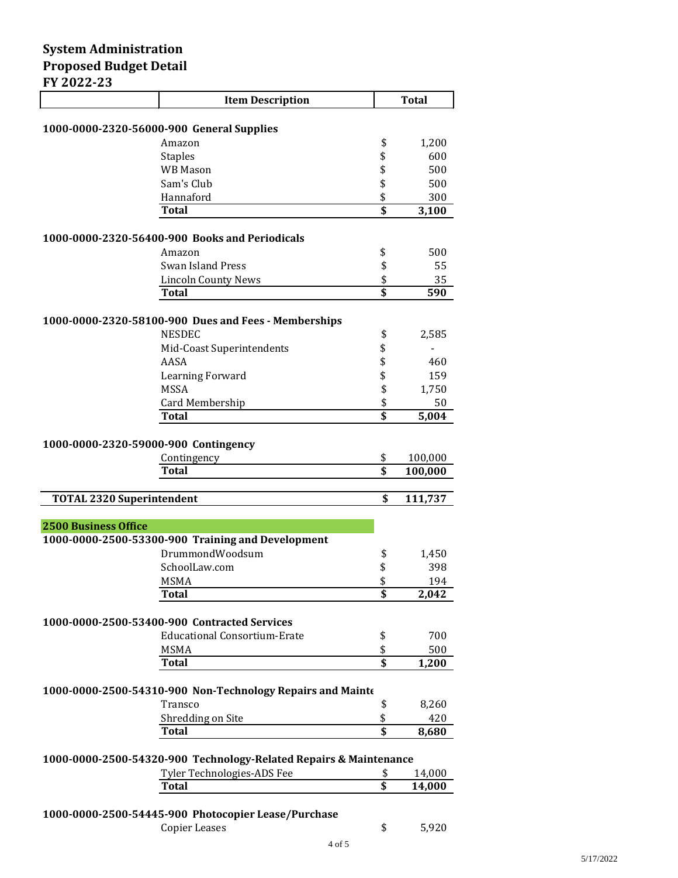# System Administration
# Proposed Budget Detail
# FY 2022-23

| | Item Description | | Total |
|---|---|---|---|
| **1000-0000-2320-56000-900 General Supplies** | | | |
| | Amazon | $ | 1,200 |
| | Staples | $ | 600 |
| | WB Mason | $ | 500 |
| | Sam's Club | $ | 500 |
| | Hannaford | $ | 300 |
| | **Total** | **$** | **3,100** |
| **1000-0000-2320-56400-900 Books and Periodicals** | | | |
| | Amazon | $ | 500 |
| | Swan Island Press | $ | 55 |
| | Lincoln County News | $ | 35 |
| | **Total** | **$** | **590** |
| **1000-0000-2320-58100-900 Dues and Fees - Memberships** | | | |
| | NESDEC | $ | 2,585 |
| | Mid-Coast Superintendents | $ | - |
| | AASA | $ | 460 |
| | Learning Forward | $ | 159 |
| | MSSA | $ | 1,750 |
| | Card Membership | $ | 50 |
| | **Total** | **$** | **5,004** |
| **1000-0000-2320-59000-900 Contingency** | | | |
| | Contingency | $ | 100,000 |
| | **Total** | **$** | **100,000** |
| **TOTAL 2320 Superintendent** | | **$** | **111,737** |
| **2500 Business Office** | | | |
| **1000-0000-2500-53300-900 Training and Development** | | | |
| | DrummondWoodsum | $ | 1,450 |
| | SchoolLaw.com | $ | 398 |
| | MSMA | $ | 194 |
| | **Total** | **$** | **2,042** |
| **1000-0000-2500-53400-900 Contracted Services** | | | |
| | Educational Consortium-Erate | $ | 700 |
| | MSMA | $ | 500 |
| | **Total** | **$** | **1,200** |
| **1000-0000-2500-54310-900 Non-Technology Repairs and Mainte** | | | |
| | Transco | $ | 8,260 |
| | Shredding on Site | $ | 420 |
| | **Total** | **$** | **8,680** |
| **1000-0000-2500-54320-900 Technology-Related Repairs & Maintenance** | | | |
| | Tyler Technologies-ADS Fee | $ | 14,000 |
| | **Total** | **$** | **14,000** |
| **1000-0000-2500-54445-900 Photocopier Lease/Purchase** | | | |
| | Copier Leases | $ | 5,920 |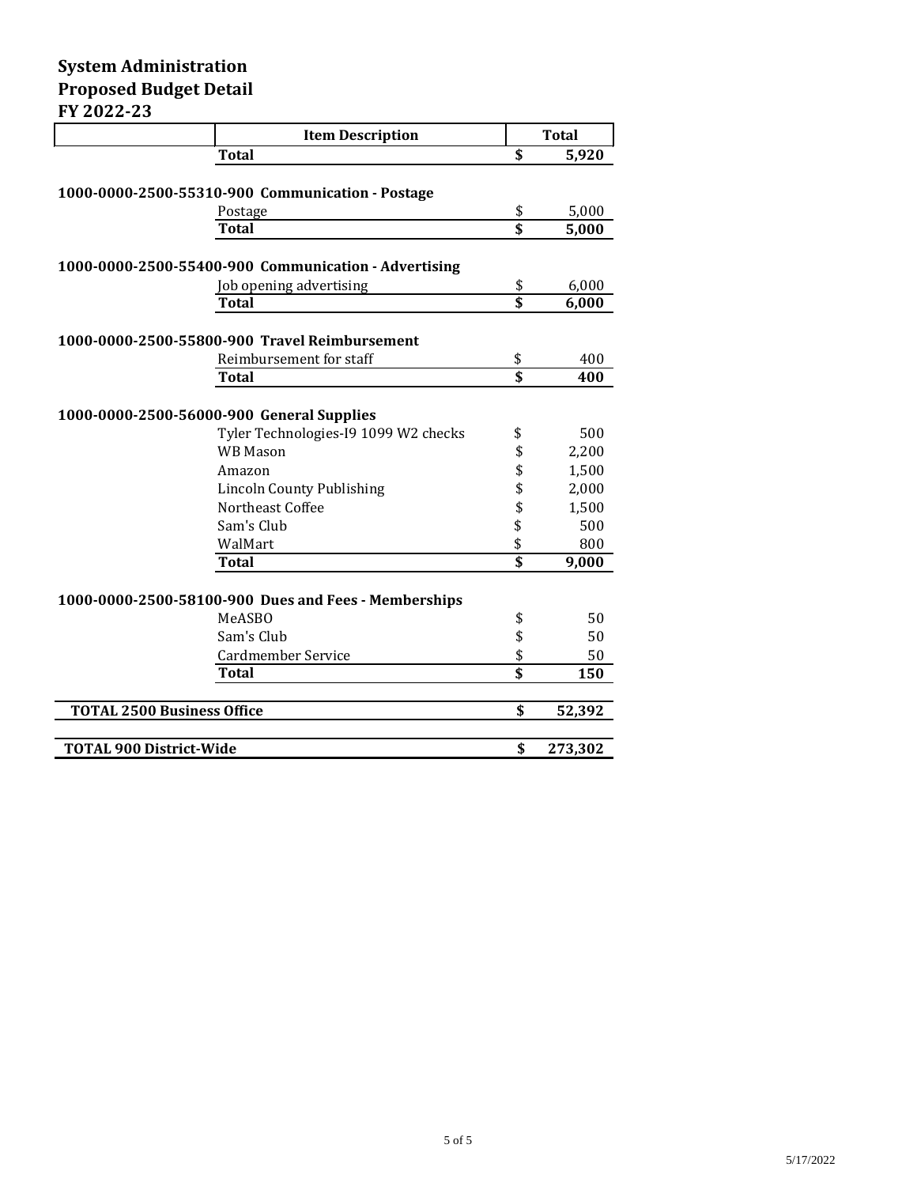## System Administration
## Proposed Budget Detail
## FY 2022-23

| | Item Description | Total |
|---|---|---|
| | **Total** | **$ 5,920** |
| **1000-0000-2500-55310-900 Communication - Postage** | | |
| | Postage | $ 5,000 |
| | **Total** | **$ 5,000** |
| **1000-0000-2500-55400-900 Communication - Advertising** | | |
| | Job opening advertising | $ 6,000 |
| | **Total** | **$ 6,000** |
| **1000-0000-2500-55800-900 Travel Reimbursement** | | |
| | Reimbursement for staff | $ 400 |
| | **Total** | **$ 400** |
| **1000-0000-2500-56000-900 General Supplies** | | |
| | Tyler Technologies-I9 1099 W2 checks | $ 500 |
| | WB Mason | $ 2,200 |
| | Amazon | $ 1,500 |
| | Lincoln County Publishing | $ 2,000 |
| | Northeast Coffee | $ 1,500 |
| | Sam's Club | $ 500 |
| | WalMart | $ 800 |
| | **Total** | **$ 9,000** |
| **1000-0000-2500-58100-900 Dues and Fees - Memberships** | | |
| | MeASBO | $ 50 |
| | Sam's Club | $ 50 |
| | Cardmember Service | $ 50 |
| | **Total** | **$ 150** |
| **TOTAL 2500 Business Office** | | **$ 52,392** |
| **TOTAL 900 District-Wide** | | **$ 273,302** |

5/17/2022